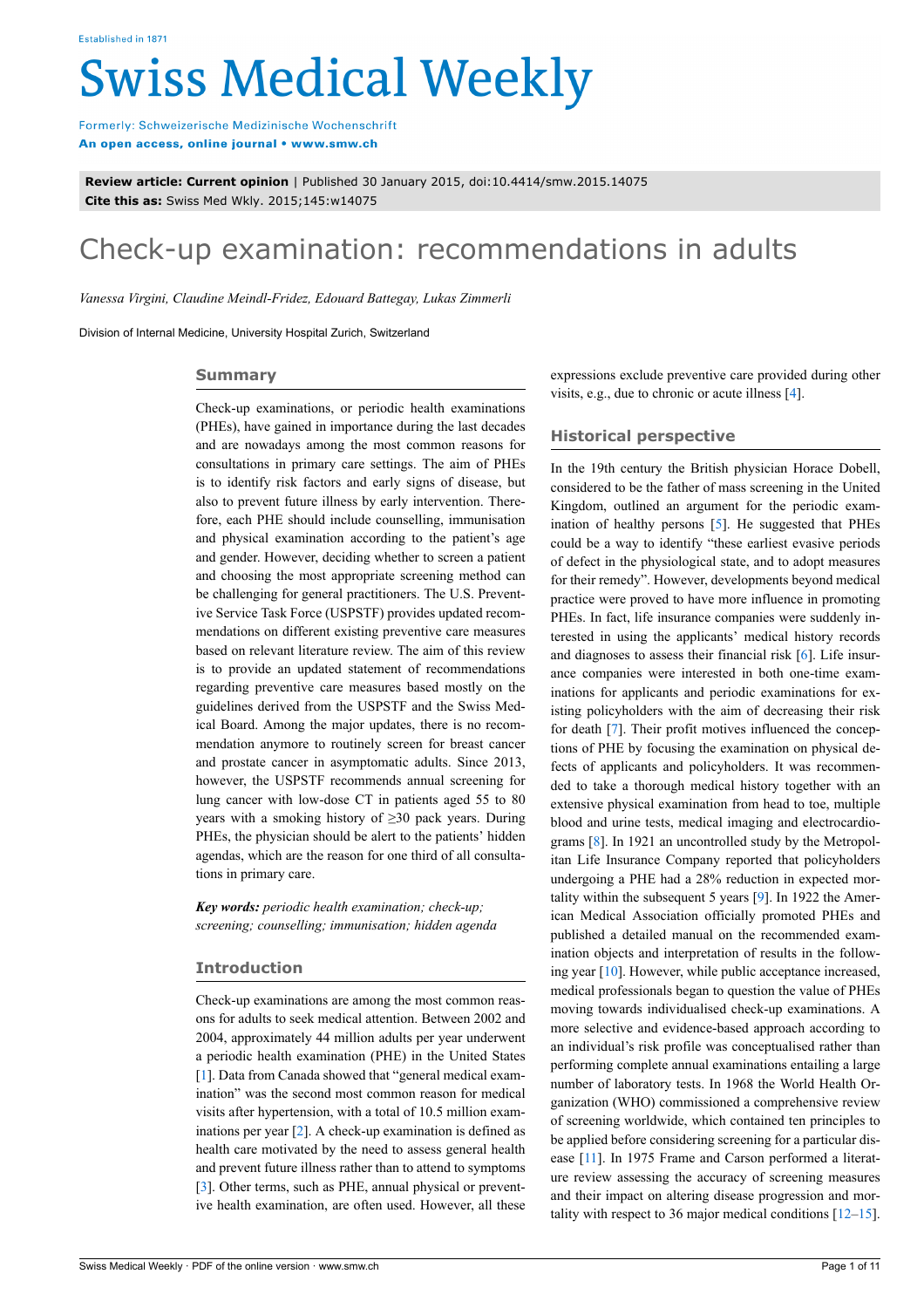Established in 1871

# Swiss Medical Weekly

Formerly: Schweizerische Medizinische Wochenschrift
**An open access, online journal • www.smw.ch**

**Review article: Current opinion** | Published 30 January 2015, doi:10.4414/smw.2015.14075
**Cite this as:** Swiss Med Wkly. 2015;145:w14075

# Check-up examination: recommendations in adults

*Vanessa Virgini, Claudine Meindl-Fridez, Edouard Battegay, Lukas Zimmerli*

Division of Internal Medicine, University Hospital Zurich, Switzerland

## Summary

Check-up examinations, or periodic health examinations (PHEs), have gained in importance during the last decades and are nowadays among the most common reasons for consultations in primary care settings. The aim of PHEs is to identify risk factors and early signs of disease, but also to prevent future illness by early intervention. Therefore, each PHE should include counselling, immunisation and physical examination according to the patient's age and gender. However, deciding whether to screen a patient and choosing the most appropriate screening method can be challenging for general practitioners. The U.S. Preventive Service Task Force (USPSTF) provides updated recommendations on different existing preventive care measures based on relevant literature review. The aim of this review is to provide an updated statement of recommendations regarding preventive care measures based mostly on the guidelines derived from the USPSTF and the Swiss Medical Board. Among the major updates, there is no recommendation anymore to routinely screen for breast cancer and prostate cancer in asymptomatic adults. Since 2013, however, the USPSTF recommends annual screening for lung cancer with low-dose CT in patients aged 55 to 80 years with a smoking history of ≥30 pack years. During PHEs, the physician should be alert to the patients' hidden agendas, which are the reason for one third of all consultations in primary care.

***Key words:*** *periodic health examination; check-up; screening; counselling; immunisation; hidden agenda*

## Introduction

Check-up examinations are among the most common reasons for adults to seek medical attention. Between 2002 and 2004, approximately 44 million adults per year underwent a periodic health examination (PHE) in the United States [1]. Data from Canada showed that "general medical examination" was the second most common reason for medical visits after hypertension, with a total of 10.5 million examinations per year [2]. A check-up examination is defined as health care motivated by the need to assess general health and prevent future illness rather than to attend to symptoms [3]. Other terms, such as PHE, annual physical or preventive health examination, are often used. However, all these expressions exclude preventive care provided during other visits, e.g., due to chronic or acute illness [4].

## Historical perspective

In the 19th century the British physician Horace Dobell, considered to be the father of mass screening in the United Kingdom, outlined an argument for the periodic examination of healthy persons [5]. He suggested that PHEs could be a way to identify "these earliest evasive periods of defect in the physiological state, and to adopt measures for their remedy". However, developments beyond medical practice were proved to have more influence in promoting PHEs. In fact, life insurance companies were suddenly interested in using the applicants' medical history records and diagnoses to assess their financial risk [6]. Life insurance companies were interested in both one-time examinations for applicants and periodic examinations for existing policyholders with the aim of decreasing their risk for death [7]. Their profit motives influenced the conceptions of PHE by focusing the examination on physical defects of applicants and policyholders. It was recommended to take a thorough medical history together with an extensive physical examination from head to toe, multiple blood and urine tests, medical imaging and electrocardiograms [8]. In 1921 an uncontrolled study by the Metropolitan Life Insurance Company reported that policyholders undergoing a PHE had a 28% reduction in expected mortality within the subsequent 5 years [9]. In 1922 the American Medical Association officially promoted PHEs and published a detailed manual on the recommended examination objects and interpretation of results in the following year [10]. However, while public acceptance increased, medical professionals began to question the value of PHEs moving towards individualised check-up examinations. A more selective and evidence-based approach according to an individual's risk profile was conceptualised rather than performing complete annual examinations entailing a large number of laboratory tests. In 1968 the World Health Organization (WHO) commissioned a comprehensive review of screening worldwide, which contained ten principles to be applied before considering screening for a particular disease [11]. In 1975 Frame and Carson performed a literature review assessing the accuracy of screening measures and their impact on altering disease progression and mortality with respect to 36 major medical conditions [12–15].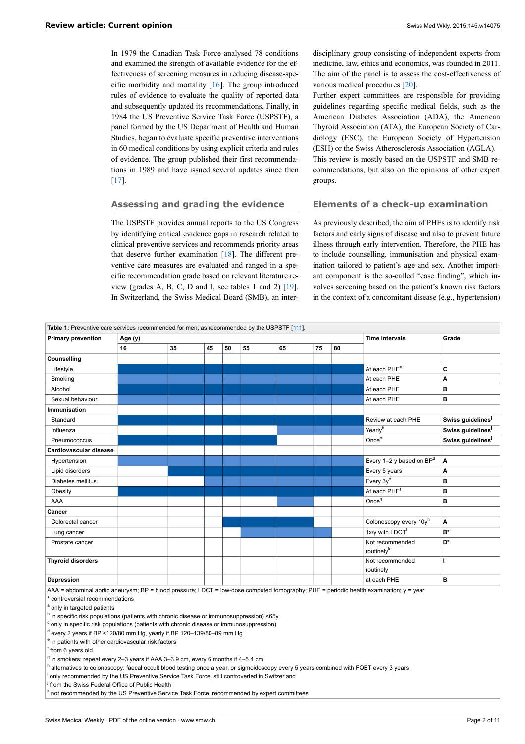In 1979 the Canadian Task Force analysed 78 conditions and examined the strength of available evidence for the effectiveness of screening measures in reducing disease-specific morbidity and mortality [16]. The group introduced rules of evidence to evaluate the quality of reported data and subsequently updated its recommendations. Finally, in 1984 the US Preventive Service Task Force (USPSTF), a panel formed by the US Department of Health and Human Studies, began to evaluate specific preventive interventions in 60 medical conditions by using explicit criteria and rules of evidence. The group published their first recommendations in 1989 and have issued several updates since then [17].

## Assessing and grading the evidence

The USPSTF provides annual reports to the US Congress by identifying critical evidence gaps in research related to clinical preventive services and recommends priority areas that deserve further examination [18]. The different preventive care measures are evaluated and ranged in a specific recommendation grade based on relevant literature review (grades A, B, C, D and I, see tables 1 and 2) [19]. In Switzerland, the Swiss Medical Board (SMB), an interdisciplinary group consisting of independent experts from medicine, law, ethics and economics, was founded in 2011. The aim of the panel is to assess the cost-effectiveness of various medical procedures [20].

Further expert committees are responsible for providing guidelines regarding specific medical fields, such as the American Diabetes Association (ADA), the American Thyroid Association (ATA), the European Society of Cardiology (ESC), the European Society of Hypertension (ESH) or the Swiss Atherosclerosis Association (AGLA).

This review is mostly based on the USPSTF and SMB recommendations, but also on the opinions of other expert groups.

## Elements of a check-up examination

As previously described, the aim of PHEs is to identify risk factors and early signs of disease and also to prevent future illness through early intervention. Therefore, the PHE has to include counselling, immunisation and physical examination tailored to patient's age and sex. Another important component is the so-called "case finding", which involves screening based on the patient's known risk factors in the context of a concomitant disease (e.g., hypertension)

**Table 1:** Preventive care services recommended for men, as recommended by the USPSTF [111].

| Primary prevention | Age (y) | | | | | | | | Time intervals | Grade |
|---|---|---|---|---|---|---|---|---|---|---|
| | 16 | 35 | 45 | 50 | 55 | 65 | 75 | 80 | | |
| **Counselling** | | | | | | | | | | |
| Lifestyle | ■ | ■ | ■ | ■ | ■ | ■ | ■ | ■ | At each PHE[a] | C |
| Smoking | ■ | ■ | ■ | ■ | ■ | ■ | ■ | ■ | At each PHE | A |
| Alcohol | ■ | ■ | ■ | ■ | ■ | ■ | ■ | ■ | At each PHE | B |
| Sexual behaviour | ■ | ■ | ■ | ■ | ■ | ■ | ■ | ■ | At each PHE | B |
| **Immunisation** | | | | | | | | | | |
| Standard | ■ | ■ | ■ | ■ | ■ | ■ | ■ | ■ | Review at each PHE | **Swiss guidelines[j]** |
| Influenza | | | | | | ■ | ■ | ■ | Yearly[b] | **Swiss guidelines[j]** |
| Pneumococcus | ■ | ■ | ■ | ■ | ■ | | | | Once[c] | **Swiss guidelines[j]** |
| **Cardiovascular disease** | | | | | | | | | | |
| Hypertension | ■ | ■ | ■ | ■ | ■ | ■ | ■ | ■ | Every 1–2 y based on BP[d] | A |
| Lipid disorders | | ■ | ■ | ■ | ■ | ■ | ■ | ■ | Every 5 years | A |
| Diabetes mellitus | | | ■ | ■ | ■ | ■ | ■ | ■ | Every 3y[e] | B |
| Obesity | ■ | ■ | ■ | ■ | ■ | ■ | ■ | ■ | At each PHE[f] | B |
| AAA | | | | | | ■ | | | Once[g] | B |
| **Cancer** | | | | | | | | | | |
| Colorectal cancer | | | | ■ | ■ | ■ | | | Colonoscopy every 10y[h] | A |
| Lung cancer | | | | | ■ | ■ | ■ | | 1x/y with LDCT[i] | B* |
| Prostate cancer | | | | | | | | | Not recommended routinely[k] | D* |
| **Thyroid disorders** | | | | | | | | | Not recommended routinely | I |
| **Depression** | | | | | | | | | at each PHE | B |

AAA = abdominal aortic aneurysm; BP = blood pressure; LDCT = low-dose computed tomography; PHE = periodic health examination; y = year

\* controversial recommendations

[a] only in targeted patients

[b] in specific risk populations (patients with chronic disease or immunosuppression) <65y

[c] only in specific risk populations (patients with chronic disease or immunosuppression)

[d] every 2 years if BP <120/80 mm Hg, yearly if BP 120–139/80–89 mm Hg

[e] in patients with other cardiovascular risk factors

[f] from 6 years old

[g] in smokers; repeat every 2–3 years if AAA 3–3.9 cm, every 6 months if 4–5.4 cm

[h] alternatives to colonoscopy: faecal occult blood testing once a year, or sigmoidoscopy every 5 years combined with FOBT every 3 years

[i] only recommended by the US Preventive Service Task Force, still controverted in Switzerland

[j] from the Swiss Federal Office of Public Health

[k] not recommended by the US Preventive Service Task Force, recommended by expert committees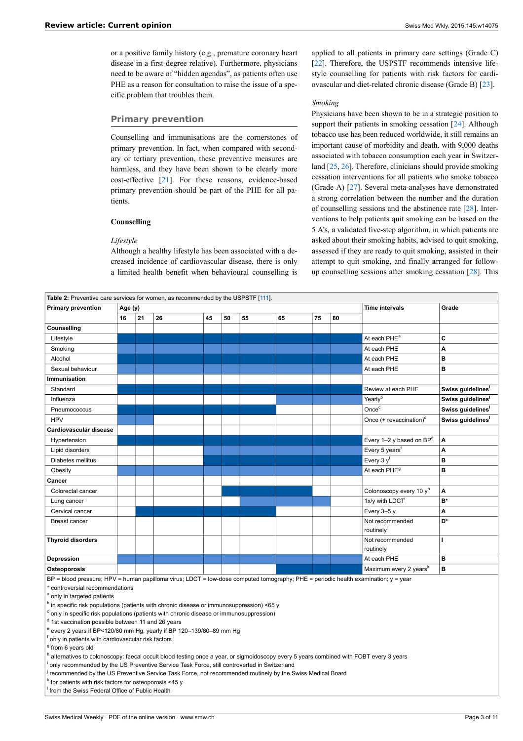or a positive family history (e.g., premature coronary heart disease in a first-degree relative). Furthermore, physicians need to be aware of "hidden agendas", as patients often use PHE as a reason for consultation to raise the issue of a specific problem that troubles them.

## Primary prevention

Counselling and immunisations are the cornerstones of primary prevention. In fact, when compared with secondary or tertiary prevention, these preventive measures are harmless, and they have been shown to be clearly more cost-effective [21]. For these reasons, evidence-based primary prevention should be part of the PHE for all patients.

### Counselling

*Lifestyle*

Although a healthy lifestyle has been associated with a decreased incidence of cardiovascular disease, there is only a limited health benefit when behavioural counselling is applied to all patients in primary care settings (Grade C) [22]. Therefore, the USPSTF recommends intensive lifestyle counselling for patients with risk factors for cardiovascular and diet-related chronic disease (Grade B) [23].

*Smoking*

Physicians have been shown to be in a strategic position to support their patients in smoking cessation [24]. Although tobacco use has been reduced worldwide, it still remains an important cause of morbidity and death, with 9,000 deaths associated with tobacco consumption each year in Switzerland [25, 26]. Therefore, clinicians should provide smoking cessation interventions for all patients who smoke tobacco (Grade A) [27]. Several meta-analyses have demonstrated a strong correlation between the number and the duration of counselling sessions and the abstinence rate [28]. Interventions to help patients quit smoking can be based on the 5 A's, a validated five-step algorithm, in which patients are **a**sked about their smoking habits, **a**dvised to quit smoking, **a**ssessed if they are ready to quit smoking, **a**ssisted in their attempt to quit smoking, and finally **a**rranged for follow-up counselling sessions after smoking cessation [28]. This

**Table 2:** Preventive care services for women, as recommended by the USPSTF [111].

| Primary prevention | Age (y) | | | | | | | | | Time intervals | Grade |
|---|---|---|---|---|---|---|---|---|---|---|---|
| | 16 | 21 | 26 | 45 | 50 | 55 | 65 | 75 | 80 | | |
| **Counselling** | | | | | | | | | | | |
| Lifestyle | ■ | ■ | ■ | ■ | ■ | ■ | ■ | ■ | ■ | At each PHE[a] | C |
| Smoking | ■ | ■ | ■ | ■ | ■ | ■ | ■ | ■ | ■ | At each PHE | A |
| Alcohol | ■ | ■ | ■ | ■ | ■ | ■ | ■ | ■ | ■ | At each PHE | B |
| Sexual behaviour | ■ | ■ | ■ | ■ | ■ | ■ | ■ | ■ | ■ | At each PHE | B |
| **Immunisation** | | | | | | | | | | | |
| Standard | ■ | ■ | ■ | ■ | ■ | ■ | ■ | ■ | ■ | Review at each PHE | **Swiss guidelines[l]** |
| Influenza | | | | | | | ■ | ■ | ■ | Yearly[b] | **Swiss guidelines[l]** |
| Pneumococcus | ■ | ■ | ■ | ■ | ■ | ■ | | | | Once[c] | **Swiss guidelines[l]** |
| HPV | ■ | ■ | | | | | | | | Once (+ revaccination)[d] | **Swiss guidelines[l]** |
| **Cardiovascular disease** | | | | | | | | | | | |
| Hypertension | ■ | ■ | ■ | ■ | ■ | ■ | ■ | ■ | ■ | Every 1–2 y based on BP[e] | A |
| Lipid disorders | | | | ■ | ■ | ■ | ■ | ■ | ■ | Every 5 years[f] | A |
| Diabetes mellitus | | | | ■ | ■ | ■ | ■ | ■ | ■ | Every 3 y[f] | B |
| Obesity | ■ | ■ | ■ | ■ | ■ | ■ | ■ | ■ | ■ | At each PHE[g] | B |
| **Cancer** | | | | | | | | | | | |
| Colorectal cancer | | | | | ■ | ■ | ■ | | | Colonoscopy every 10 y[h] | A |
| Lung cancer | | | | | | ■ | ■ | ■ | | 1x/y with LDCT[i] | B* |
| Cervical cancer | | ■ | ■ | ■ | ■ | ■ | | | | Every 3–5 y | A |
| Breast cancer | | | | | | | | | | Not recommended routinely[j] | D* |
| **Thyroid disorders** | | | | | | | | | | Not recommended routinely | I |
| **Depression** | ■ | ■ | ■ | ■ | ■ | ■ | ■ | ■ | ■ | At each PHE | B |
| **Osteoporosis** | | | | | | | ■ | ■ | ■ | Maximum every 2 years[k] | B |

BP = blood pressure; HPV = human papilloma virus; LDCT = low-dose computed tomography; PHE = periodic health examination; y = year

\* controversial recommendations

[a] only in targeted patients

[b] in specific risk populations (patients with chronic disease or immunosuppression) <65 y

[c] only in specific risk populations (patients with chronic disease or immunosuppression)

[d] 1st vaccination possible between 11 and 26 years

[e] every 2 years if BP<120/80 mm Hg, yearly if BP 120–139/80–89 mm Hg

[f] only in patients with cardiovascular risk factors

[g] from 6 years old

[h] alternatives to colonoscopy: faecal occult blood testing once a year, or sigmoidoscopy every 5 years combined with FOBT every 3 years

[i] only recommended by the US Preventive Service Task Force, still controverted in Switzerland

[j] recommended by the US Preventive Service Task Force, not recommended routinely by the Swiss Medical Board

[k] for patients with risk factors for osteoporosis <45 y

[l] from the Swiss Federal Office of Public Health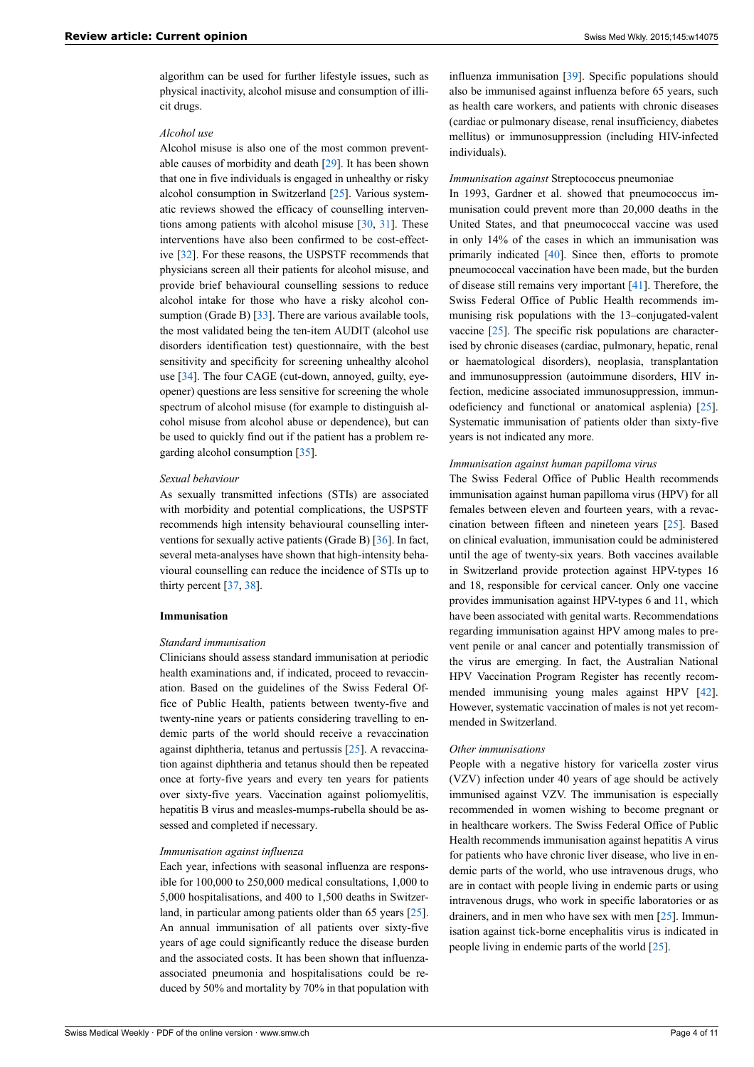algorithm can be used for further lifestyle issues, such as physical inactivity, alcohol misuse and consumption of illicit drugs.

*Alcohol use*

Alcohol misuse is also one of the most common preventable causes of morbidity and death [29]. It has been shown that one in five individuals is engaged in unhealthy or risky alcohol consumption in Switzerland [25]. Various systematic reviews showed the efficacy of counselling interventions among patients with alcohol misuse [30, 31]. These interventions have also been confirmed to be cost-effective [32]. For these reasons, the USPSTF recommends that physicians screen all their patients for alcohol misuse, and provide brief behavioural counselling sessions to reduce alcohol intake for those who have a risky alcohol consumption (Grade B) [33]. There are various available tools, the most validated being the ten-item AUDIT (alcohol use disorders identification test) questionnaire, with the best sensitivity and specificity for screening unhealthy alcohol use [34]. The four CAGE (cut-down, annoyed, guilty, eye-opener) questions are less sensitive for screening the whole spectrum of alcohol misuse (for example to distinguish alcohol misuse from alcohol abuse or dependence), but can be used to quickly find out if the patient has a problem regarding alcohol consumption [35].

*Sexual behaviour*

As sexually transmitted infections (STIs) are associated with morbidity and potential complications, the USPSTF recommends high intensity behavioural counselling interventions for sexually active patients (Grade B) [36]. In fact, several meta-analyses have shown that high-intensity behavioural counselling can reduce the incidence of STIs up to thirty percent [37, 38].

**Immunisation**

*Standard immunisation*

Clinicians should assess standard immunisation at periodic health examinations and, if indicated, proceed to revaccination. Based on the guidelines of the Swiss Federal Office of Public Health, patients between twenty-five and twenty-nine years or patients considering travelling to endemic parts of the world should receive a revaccination against diphtheria, tetanus and pertussis [25]. A revaccination against diphtheria and tetanus should then be repeated once at forty-five years and every ten years for patients over sixty-five years. Vaccination against poliomyelitis, hepatitis B virus and measles-mumps-rubella should be assessed and completed if necessary.

*Immunisation against influenza*

Each year, infections with seasonal influenza are responsible for 100,000 to 250,000 medical consultations, 1,000 to 5,000 hospitalisations, and 400 to 1,500 deaths in Switzerland, in particular among patients older than 65 years [25]. An annual immunisation of all patients over sixty-five years of age could significantly reduce the disease burden and the associated costs. It has been shown that influenza-associated pneumonia and hospitalisations could be reduced by 50% and mortality by 70% in that population with influenza immunisation [39]. Specific populations should also be immunised against influenza before 65 years, such as health care workers, and patients with chronic diseases (cardiac or pulmonary disease, renal insufficiency, diabetes mellitus) or immunosuppression (including HIV-infected individuals).

*Immunisation against* Streptococcus pneumoniae

In 1993, Gardner et al. showed that pneumococcus immunisation could prevent more than 20,000 deaths in the United States, and that pneumococcal vaccine was used in only 14% of the cases in which an immunisation was primarily indicated [40]. Since then, efforts to promote pneumococcal vaccination have been made, but the burden of disease still remains very important [41]. Therefore, the Swiss Federal Office of Public Health recommends immunising risk populations with the 13–conjugated-valent vaccine [25]. The specific risk populations are characterised by chronic diseases (cardiac, pulmonary, hepatic, renal or haematological disorders), neoplasia, transplantation and immunosuppression (autoimmune disorders, HIV infection, medicine associated immunosuppression, immunodeficiency and functional or anatomical asplenia) [25]. Systematic immunisation of patients older than sixty-five years is not indicated any more.

*Immunisation against human papilloma virus*

The Swiss Federal Office of Public Health recommends immunisation against human papilloma virus (HPV) for all females between eleven and fourteen years, with a revaccination between fifteen and nineteen years [25]. Based on clinical evaluation, immunisation could be administered until the age of twenty-six years. Both vaccines available in Switzerland provide protection against HPV-types 16 and 18, responsible for cervical cancer. Only one vaccine provides immunisation against HPV-types 6 and 11, which have been associated with genital warts. Recommendations regarding immunisation against HPV among males to prevent penile or anal cancer and potentially transmission of the virus are emerging. In fact, the Australian National HPV Vaccination Program Register has recently recommended immunising young males against HPV [42]. However, systematic vaccination of males is not yet recommended in Switzerland.

*Other immunisations*

People with a negative history for varicella zoster virus (VZV) infection under 40 years of age should be actively immunised against VZV. The immunisation is especially recommended in women wishing to become pregnant or in healthcare workers. The Swiss Federal Office of Public Health recommends immunisation against hepatitis A virus for patients who have chronic liver disease, who live in endemic parts of the world, who use intravenous drugs, who are in contact with people living in endemic parts or using intravenous drugs, who work in specific laboratories or as drainers, and in men who have sex with men [25]. Immunisation against tick-borne encephalitis virus is indicated in people living in endemic parts of the world [25].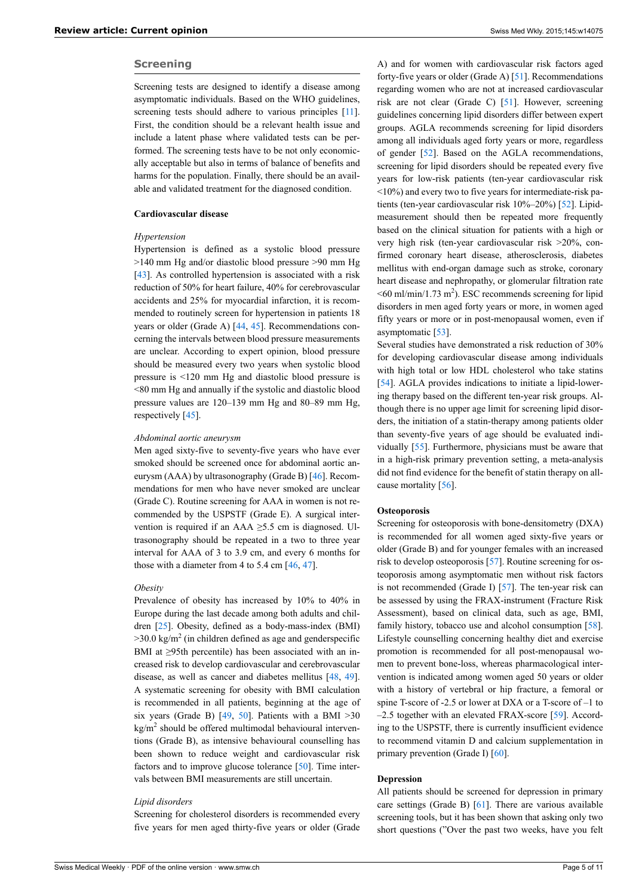## Screening

Screening tests are designed to identify a disease among asymptomatic individuals. Based on the WHO guidelines, screening tests should adhere to various principles [11]. First, the condition should be a relevant health issue and include a latent phase where validated tests can be performed. The screening tests have to be not only economically acceptable but also in terms of balance of benefits and harms for the population. Finally, there should be an available and validated treatment for the diagnosed condition.

### Cardiovascular disease

#### *Hypertension*

Hypertension is defined as a systolic blood pressure >140 mm Hg and/or diastolic blood pressure >90 mm Hg [43]. As controlled hypertension is associated with a risk reduction of 50% for heart failure, 40% for cerebrovascular accidents and 25% for myocardial infarction, it is recommended to routinely screen for hypertension in patients 18 years or older (Grade A) [44, 45]. Recommendations concerning the intervals between blood pressure measurements are unclear. According to expert opinion, blood pressure should be measured every two years when systolic blood pressure is <120 mm Hg and diastolic blood pressure is <80 mm Hg and annually if the systolic and diastolic blood pressure values are 120–139 mm Hg and 80–89 mm Hg, respectively [45].

#### *Abdominal aortic aneurysm*

Men aged sixty-five to seventy-five years who have ever smoked should be screened once for abdominal aortic aneurysm (AAA) by ultrasonography (Grade B) [46]. Recommendations for men who have never smoked are unclear (Grade C). Routine screening for AAA in women is not recommended by the USPSTF (Grade E). A surgical intervention is required if an AAA ≥5.5 cm is diagnosed. Ultrasonography should be repeated in a two to three year interval for AAA of 3 to 3.9 cm, and every 6 months for those with a diameter from 4 to 5.4 cm [46, 47].

#### *Obesity*

Prevalence of obesity has increased by 10% to 40% in Europe during the last decade among both adults and children [25]. Obesity, defined as a body-mass-index (BMI) >30.0 kg/m$^2$ (in children defined as age and genderspecific BMI at ≥95th percentile) has been associated with an increased risk to develop cardiovascular and cerebrovascular disease, as well as cancer and diabetes mellitus [48, 49]. A systematic screening for obesity with BMI calculation is recommended in all patients, beginning at the age of six years (Grade B) [49, 50]. Patients with a BMI >30 kg/m$^2$ should be offered multimodal behavioural interventions (Grade B), as intensive behavioural counselling has been shown to reduce weight and cardiovascular risk factors and to improve glucose tolerance [50]. Time intervals between BMI measurements are still uncertain.

#### *Lipid disorders*

Screening for cholesterol disorders is recommended every five years for men aged thirty-five years or older (Grade A) and for women with cardiovascular risk factors aged forty-five years or older (Grade A) [51]. Recommendations regarding women who are not at increased cardiovascular risk are not clear (Grade C) [51]. However, screening guidelines concerning lipid disorders differ between expert groups. AGLA recommends screening for lipid disorders among all individuals aged forty years or more, regardless of gender [52]. Based on the AGLA recommendations, screening for lipid disorders should be repeated every five years for low-risk patients (ten-year cardiovascular risk <10%) and every two to five years for intermediate-risk patients (ten-year cardiovascular risk 10%–20%) [52]. Lipid-measurement should then be repeated more frequently based on the clinical situation for patients with a high or very high risk (ten-year cardiovascular risk >20%, confirmed coronary heart disease, atherosclerosis, diabetes mellitus with end-organ damage such as stroke, coronary heart disease and nephropathy, or glomerular filtration rate <60 ml/min/1.73 m$^2$). ESC recommends screening for lipid disorders in men aged forty years or more, in women aged fifty years or more or in post-menopausal women, even if asymptomatic [53].

Several studies have demonstrated a risk reduction of 30% for developing cardiovascular disease among individuals with high total or low HDL cholesterol who take statins [54]. AGLA provides indications to initiate a lipid-lowering therapy based on the different ten-year risk groups. Although there is no upper age limit for screening lipid disorders, the initiation of a statin-therapy among patients older than seventy-five years of age should be evaluated individually [55]. Furthermore, physicians must be aware that in a high-risk primary prevention setting, a meta-analysis did not find evidence for the benefit of statin therapy on all-cause mortality [56].

### Osteoporosis

Screening for osteoporosis with bone-densitometry (DXA) is recommended for all women aged sixty-five years or older (Grade B) and for younger females with an increased risk to develop osteoporosis [57]. Routine screening for osteoporosis among asymptomatic men without risk factors is not recommended (Grade I) [57]. The ten-year risk can be assessed by using the FRAX-instrument (Fracture Risk Assessment), based on clinical data, such as age, BMI, family history, tobacco use and alcohol consumption [58]. Lifestyle counselling concerning healthy diet and exercise promotion is recommended for all post-menopausal women to prevent bone-loss, whereas pharmacological intervention is indicated among women aged 50 years or older with a history of vertebral or hip fracture, a femoral or spine T-score of -2.5 or lower at DXA or a T-score of –1 to –2.5 together with an elevated FRAX-score [59]. According to the USPSTF, there is currently insufficient evidence to recommend vitamin D and calcium supplementation in primary prevention (Grade I) [60].

### Depression

All patients should be screened for depression in primary care settings (Grade B) [61]. There are various available screening tools, but it has been shown that asking only two short questions ("Over the past two weeks, have you felt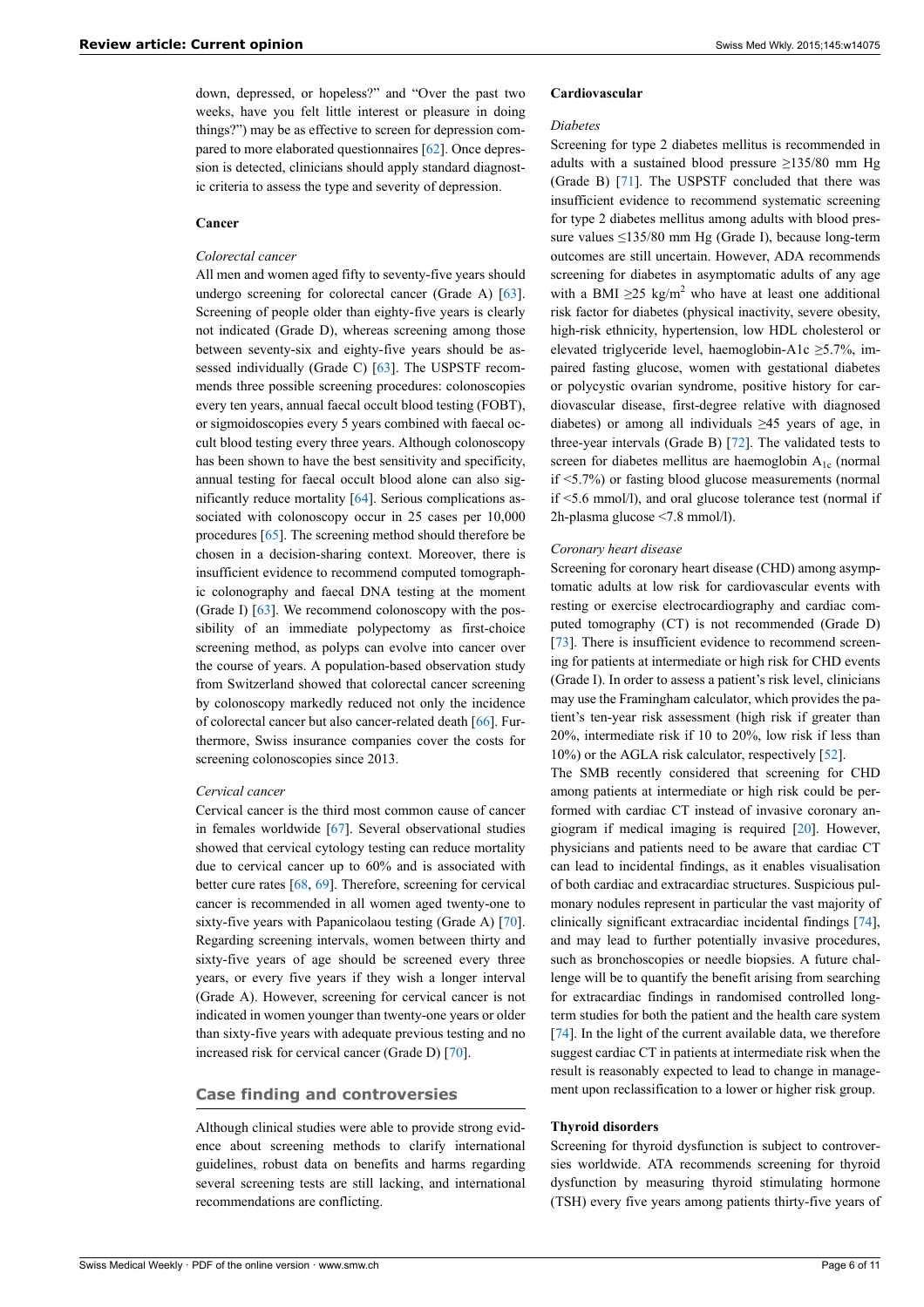down, depressed, or hopeless?" and "Over the past two weeks, have you felt little interest or pleasure in doing things?") may be as effective to screen for depression compared to more elaborated questionnaires [62]. Once depression is detected, clinicians should apply standard diagnostic criteria to assess the type and severity of depression.

### Cancer

*Colorectal cancer*

All men and women aged fifty to seventy-five years should undergo screening for colorectal cancer (Grade A) [63]. Screening of people older than eighty-five years is clearly not indicated (Grade D), whereas screening among those between seventy-six and eighty-five years should be assessed individually (Grade C) [63]. The USPSTF recommends three possible screening procedures: colonoscopies every ten years, annual faecal occult blood testing (FOBT), or sigmoidoscopies every 5 years combined with faecal occult blood testing every three years. Although colonoscopy has been shown to have the best sensitivity and specificity, annual testing for faecal occult blood alone can also significantly reduce mortality [64]. Serious complications associated with colonoscopy occur in 25 cases per 10,000 procedures [65]. The screening method should therefore be chosen in a decision-sharing context. Moreover, there is insufficient evidence to recommend computed tomographic colonography and faecal DNA testing at the moment (Grade I) [63]. We recommend colonoscopy with the possibility of an immediate polypectomy as first-choice screening method, as polyps can evolve into cancer over the course of years. A population-based observation study from Switzerland showed that colorectal cancer screening by colonoscopy markedly reduced not only the incidence of colorectal cancer but also cancer-related death [66]. Furthermore, Swiss insurance companies cover the costs for screening colonoscopies since 2013.

*Cervical cancer*

Cervical cancer is the third most common cause of cancer in females worldwide [67]. Several observational studies showed that cervical cytology testing can reduce mortality due to cervical cancer up to 60% and is associated with better cure rates [68, 69]. Therefore, screening for cervical cancer is recommended in all women aged twenty-one to sixty-five years with Papanicolaou testing (Grade A) [70]. Regarding screening intervals, women between thirty and sixty-five years of age should be screened every three years, or every five years if they wish a longer interval (Grade A). However, screening for cervical cancer is not indicated in women younger than twenty-one years or older than sixty-five years with adequate previous testing and no increased risk for cervical cancer (Grade D) [70].

## Case finding and controversies

Although clinical studies were able to provide strong evidence about screening methods to clarify international guidelines, robust data on benefits and harms regarding several screening tests are still lacking, and international recommendations are conflicting.

### Cardiovascular

*Diabetes*

Screening for type 2 diabetes mellitus is recommended in adults with a sustained blood pressure ≥135/80 mm Hg (Grade B) [71]. The USPSTF concluded that there was insufficient evidence to recommend systematic screening for type 2 diabetes mellitus among adults with blood pressure values ≤135/80 mm Hg (Grade I), because long-term outcomes are still uncertain. However, ADA recommends screening for diabetes in asymptomatic adults of any age with a BMI ≥25 kg/m$^2$ who have at least one additional risk factor for diabetes (physical inactivity, severe obesity, high-risk ethnicity, hypertension, low HDL cholesterol or elevated triglyceride level, haemoglobin-A1c ≥5.7%, impaired fasting glucose, women with gestational diabetes or polycystic ovarian syndrome, positive history for cardiovascular disease, first-degree relative with diagnosed diabetes) or among all individuals ≥45 years of age, in three-year intervals (Grade B) [72]. The validated tests to screen for diabetes mellitus are haemoglobin $A_{1c}$ (normal if <5.7%) or fasting blood glucose measurements (normal if <5.6 mmol/l), and oral glucose tolerance test (normal if 2h-plasma glucose <7.8 mmol/l).

*Coronary heart disease*

Screening for coronary heart disease (CHD) among asymptomatic adults at low risk for cardiovascular events with resting or exercise electrocardiography and cardiac computed tomography (CT) is not recommended (Grade D) [73]. There is insufficient evidence to recommend screening for patients at intermediate or high risk for CHD events (Grade I). In order to assess a patient's risk level, clinicians may use the Framingham calculator, which provides the patient's ten-year risk assessment (high risk if greater than 20%, intermediate risk if 10 to 20%, low risk if less than 10%) or the AGLA risk calculator, respectively [52].

The SMB recently considered that screening for CHD among patients at intermediate or high risk could be performed with cardiac CT instead of invasive coronary angiogram if medical imaging is required [20]. However, physicians and patients need to be aware that cardiac CT can lead to incidental findings, as it enables visualisation of both cardiac and extracardiac structures. Suspicious pulmonary nodules represent in particular the vast majority of clinically significant extracardiac incidental findings [74], and may lead to further potentially invasive procedures, such as bronchoscopies or needle biopsies. A future challenge will be to quantify the benefit arising from searching for extracardiac findings in randomised controlled long-term studies for both the patient and the health care system [74]. In the light of the current available data, we therefore suggest cardiac CT in patients at intermediate risk when the result is reasonably expected to lead to change in management upon reclassification to a lower or higher risk group.

### Thyroid disorders

Screening for thyroid dysfunction is subject to controversies worldwide. ATA recommends screening for thyroid dysfunction by measuring thyroid stimulating hormone (TSH) every five years among patients thirty-five years of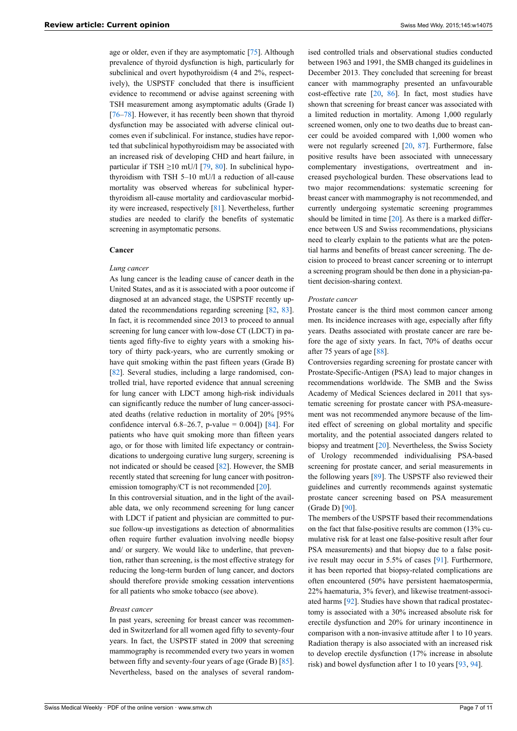age or older, even if they are asymptomatic [75]. Although prevalence of thyroid dysfunction is high, particularly for subclinical and overt hypothyroidism (4 and 2%, respectively), the USPSTF concluded that there is insufficient evidence to recommend or advise against screening with TSH measurement among asymptomatic adults (Grade I) [76–78]. However, it has recently been shown that thyroid dysfunction may be associated with adverse clinical outcomes even if subclinical. For instance, studies have reported that subclinical hypothyroidism may be associated with an increased risk of developing CHD and heart failure, in particular if TSH ≥10 mU/l [79, 80]. In subclinical hypothyroidism with TSH 5–10 mU/l a reduction of all-cause mortality was observed whereas for subclinical hyperthyroidism all-cause mortality and cardiovascular morbidity were increased, respectively [81]. Nevertheless, further studies are needed to clarify the benefits of systematic screening in asymptomatic persons.

### Cancer

*Lung cancer*

As lung cancer is the leading cause of cancer death in the United States, and as it is associated with a poor outcome if diagnosed at an advanced stage, the USPSTF recently updated the recommendations regarding screening [82, 83]. In fact, it is recommended since 2013 to proceed to annual screening for lung cancer with low-dose CT (LDCT) in patients aged fifty-five to eighty years with a smoking history of thirty pack-years, who are currently smoking or have quit smoking within the past fifteen years (Grade B) [82]. Several studies, including a large randomised, controlled trial, have reported evidence that annual screening for lung cancer with LDCT among high-risk individuals can significantly reduce the number of lung cancer-associated deaths (relative reduction in mortality of 20% [95% confidence interval 6.8–26.7, p-value = 0.004]) [84]. For patients who have quit smoking more than fifteen years ago, or for those with limited life expectancy or contraindications to undergoing curative lung surgery, screening is not indicated or should be ceased [82]. However, the SMB recently stated that screening for lung cancer with positron-emission tomography/CT is not recommended [20].

In this controversial situation, and in the light of the available data, we only recommend screening for lung cancer with LDCT if patient and physician are committed to pursue follow-up investigations as detection of abnormalities often require further evaluation involving needle biopsy and/ or surgery. We would like to underline, that prevention, rather than screening, is the most effective strategy for reducing the long-term burden of lung cancer, and doctors should therefore provide smoking cessation interventions for all patients who smoke tobacco (see above).

*Breast cancer*

In past years, screening for breast cancer was recommended in Switzerland for all women aged fifty to seventy-four years. In fact, the USPSTF stated in 2009 that screening mammography is recommended every two years in women between fifty and seventy-four years of age (Grade B) [85]. Nevertheless, based on the analyses of several randomised controlled trials and observational studies conducted between 1963 and 1991, the SMB changed its guidelines in December 2013. They concluded that screening for breast cancer with mammography presented an unfavourable cost-effective rate [20, 86]. In fact, most studies have shown that screening for breast cancer was associated with a limited reduction in mortality. Among 1,000 regularly screened women, only one to two deaths due to breast cancer could be avoided compared with 1,000 women who were not regularly screened [20, 87]. Furthermore, false positive results have been associated with unnecessary complementary investigations, overtreatment and increased psychological burden. These observations lead to two major recommendations: systematic screening for breast cancer with mammography is not recommended, and currently undergoing systematic screening programmes should be limited in time [20]. As there is a marked difference between US and Swiss recommendations, physicians need to clearly explain to the patients what are the potential harms and benefits of breast cancer screening. The decision to proceed to breast cancer screening or to interrupt a screening program should be then done in a physician-patient decision-sharing context.

*Prostate cancer*

Prostate cancer is the third most common cancer among men. Its incidence increases with age, especially after fifty years. Deaths associated with prostate cancer are rare before the age of sixty years. In fact, 70% of deaths occur after 75 years of age [88].

Controversies regarding screening for prostate cancer with Prostate-Specific-Antigen (PSA) lead to major changes in recommendations worldwide. The SMB and the Swiss Academy of Medical Sciences declared in 2011 that systematic screening for prostate cancer with PSA-measurement was not recommended anymore because of the limited effect of screening on global mortality and specific mortality, and the potential associated dangers related to biopsy and treatment [20]. Nevertheless, the Swiss Society of Urology recommended individualising PSA-based screening for prostate cancer, and serial measurements in the following years [89]. The USPSTF also reviewed their guidelines and currently recommends against systematic prostate cancer screening based on PSA measurement (Grade D) [90].

The members of the USPSTF based their recommendations on the fact that false-positive results are common (13% cumulative risk for at least one false-positive result after four PSA measurements) and that biopsy due to a false positive result may occur in 5.5% of cases [91]. Furthermore, it has been reported that biopsy-related complications are often encountered (50% have persistent haematospermia, 22% haematuria, 3% fever), and likewise treatment-associated harms [92]. Studies have shown that radical prostatectomy is associated with a 30% increased absolute risk for erectile dysfunction and 20% for urinary incontinence in comparison with a non-invasive attitude after 1 to 10 years. Radiation therapy is also associated with an increased risk to develop erectile dysfunction (17% increase in absolute risk) and bowel dysfunction after 1 to 10 years [93, 94].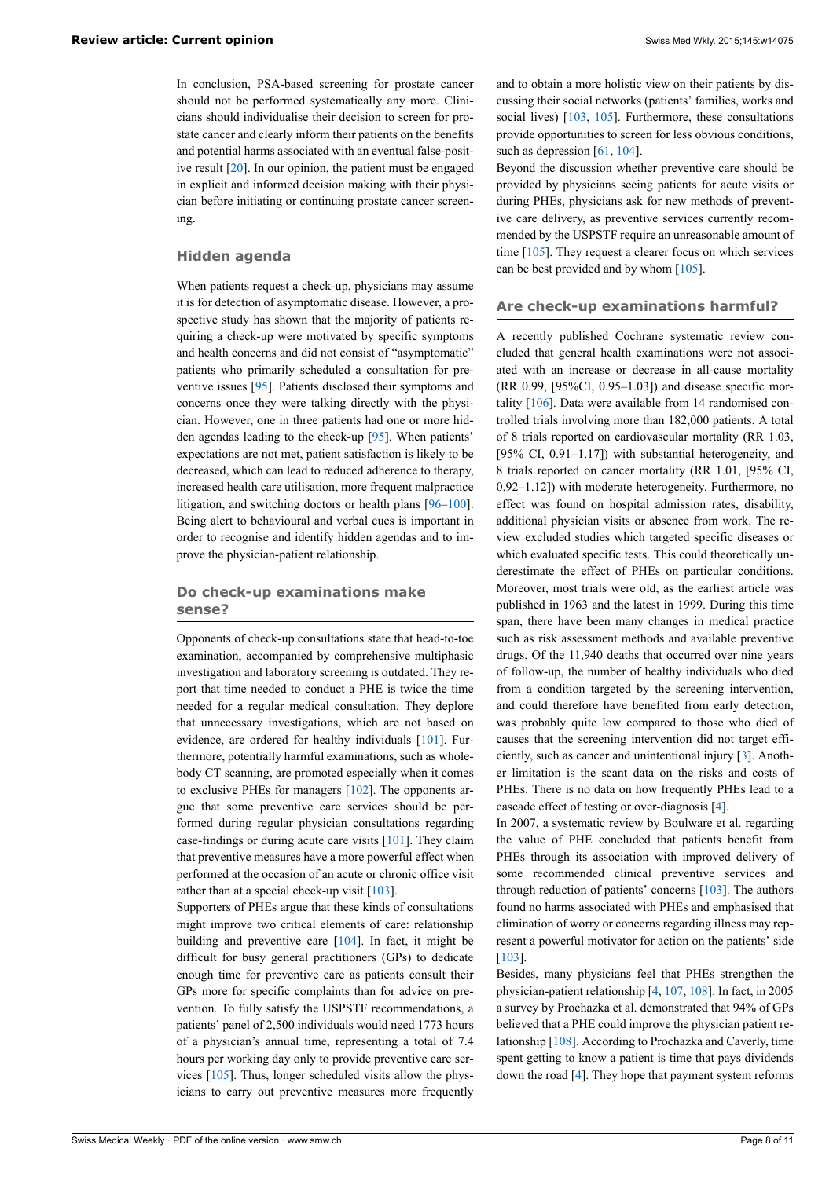In conclusion, PSA-based screening for prostate cancer should not be performed systematically any more. Clinicians should individualise their decision to screen for prostate cancer and clearly inform their patients on the benefits and potential harms associated with an eventual false-positive result [20]. In our opinion, the patient must be engaged in explicit and informed decision making with their physician before initiating or continuing prostate cancer screening.

## Hidden agenda

When patients request a check-up, physicians may assume it is for detection of asymptomatic disease. However, a prospective study has shown that the majority of patients requiring a check-up were motivated by specific symptoms and health concerns and did not consist of "asymptomatic" patients who primarily scheduled a consultation for preventive issues [95]. Patients disclosed their symptoms and concerns once they were talking directly with the physician. However, one in three patients had one or more hidden agendas leading to the check-up [95]. When patients' expectations are not met, patient satisfaction is likely to be decreased, which can lead to reduced adherence to therapy, increased health care utilisation, more frequent malpractice litigation, and switching doctors or health plans [96–100]. Being alert to behavioural and verbal cues is important in order to recognise and identify hidden agendas and to improve the physician-patient relationship.

## Do check-up examinations make sense?

Opponents of check-up consultations state that head-to-toe examination, accompanied by comprehensive multiphasic investigation and laboratory screening is outdated. They report that time needed to conduct a PHE is twice the time needed for a regular medical consultation. They deplore that unnecessary investigations, which are not based on evidence, are ordered for healthy individuals [101]. Furthermore, potentially harmful examinations, such as whole-body CT scanning, are promoted especially when it comes to exclusive PHEs for managers [102]. The opponents argue that some preventive care services should be performed during regular physician consultations regarding case-findings or during acute care visits [101]. They claim that preventive measures have a more powerful effect when performed at the occasion of an acute or chronic office visit rather than at a special check-up visit [103].

Supporters of PHEs argue that these kinds of consultations might improve two critical elements of care: relationship building and preventive care [104]. In fact, it might be difficult for busy general practitioners (GPs) to dedicate enough time for preventive care as patients consult their GPs more for specific complaints than for advice on prevention. To fully satisfy the USPSTF recommendations, a patients' panel of 2,500 individuals would need 1773 hours of a physician's annual time, representing a total of 7.4 hours per working day only to provide preventive care services [105]. Thus, longer scheduled visits allow the physicians to carry out preventive measures more frequently and to obtain a more holistic view on their patients by discussing their social networks (patients' families, works and social lives) [103, 105]. Furthermore, these consultations provide opportunities to screen for less obvious conditions, such as depression [61, 104].

Beyond the discussion whether preventive care should be provided by physicians seeing patients for acute visits or during PHEs, physicians ask for new methods of preventive care delivery, as preventive services currently recommended by the USPSTF require an unreasonable amount of time [105]. They request a clearer focus on which services can be best provided and by whom [105].

## Are check-up examinations harmful?

A recently published Cochrane systematic review concluded that general health examinations were not associated with an increase or decrease in all-cause mortality (RR 0.99, [95%CI, 0.95–1.03]) and disease specific mortality [106]. Data were available from 14 randomised controlled trials involving more than 182,000 patients. A total of 8 trials reported on cardiovascular mortality (RR 1.03, [95% CI, 0.91–1.17]) with substantial heterogeneity, and 8 trials reported on cancer mortality (RR 1.01, [95% CI, 0.92–1.12]) with moderate heterogeneity. Furthermore, no effect was found on hospital admission rates, disability, additional physician visits or absence from work. The review excluded studies which targeted specific diseases or which evaluated specific tests. This could theoretically underestimate the effect of PHEs on particular conditions. Moreover, most trials were old, as the earliest article was published in 1963 and the latest in 1999. During this time span, there have been many changes in medical practice such as risk assessment methods and available preventive drugs. Of the 11,940 deaths that occurred over nine years of follow-up, the number of healthy individuals who died from a condition targeted by the screening intervention, and could therefore have benefited from early detection, was probably quite low compared to those who died of causes that the screening intervention did not target efficiently, such as cancer and unintentional injury [3]. Another limitation is the scant data on the risks and costs of PHEs. There is no data on how frequently PHEs lead to a cascade effect of testing or over-diagnosis [4].

In 2007, a systematic review by Boulware et al. regarding the value of PHE concluded that patients benefit from PHEs through its association with improved delivery of some recommended clinical preventive services and through reduction of patients' concerns [103]. The authors found no harms associated with PHEs and emphasised that elimination of worry or concerns regarding illness may represent a powerful motivator for action on the patients' side [103].

Besides, many physicians feel that PHEs strengthen the physician-patient relationship [4, 107, 108]. In fact, in 2005 a survey by Prochazka et al. demonstrated that 94% of GPs believed that a PHE could improve the physician patient relationship [108]. According to Prochazka and Caverly, time spent getting to know a patient is time that pays dividends down the road [4]. They hope that payment system reforms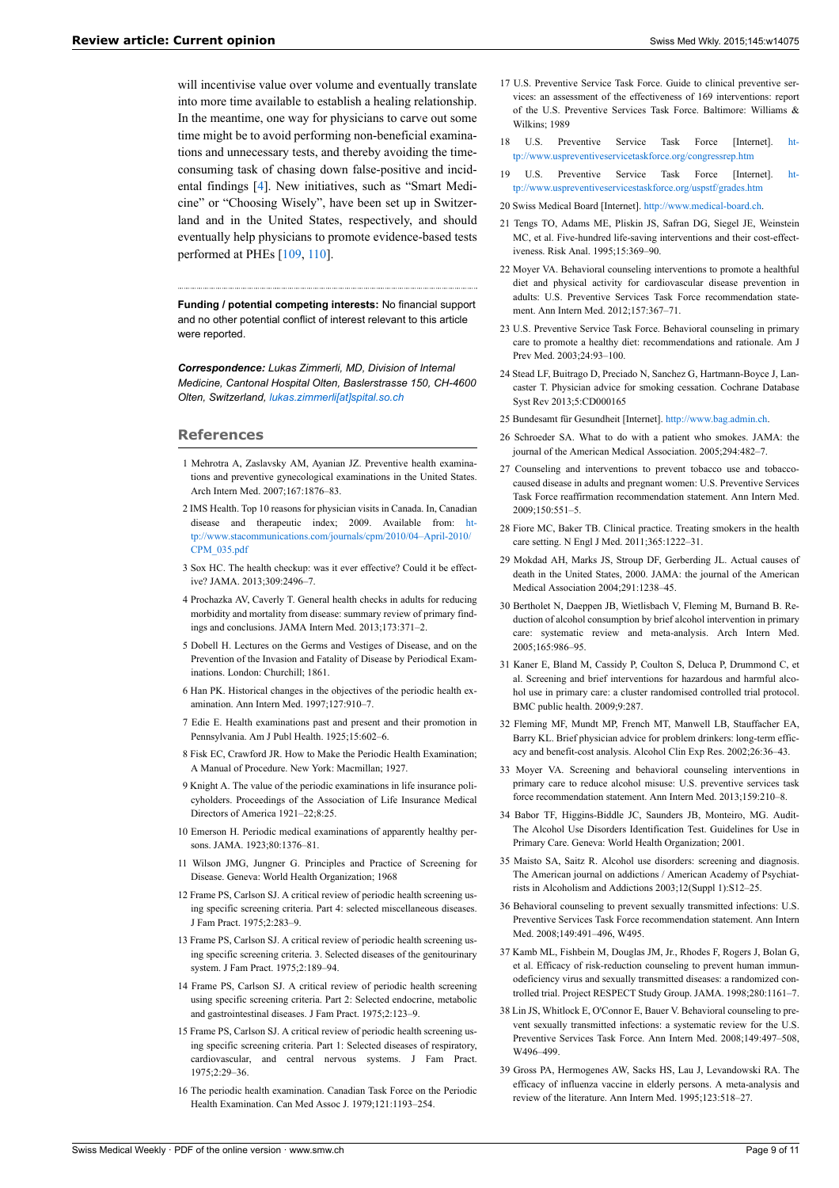will incentivise value over volume and eventually translate into more time available to establish a healing relationship. In the meantime, one way for physicians to carve out some time might be to avoid performing non-beneficial examinations and unnecessary tests, and thereby avoiding the time-consuming task of chasing down false-positive and incidental findings [4]. New initiatives, such as "Smart Medicine" or "Choosing Wisely", have been set up in Switzerland and in the United States, respectively, and should eventually help physicians to promote evidence-based tests performed at PHEs [109, 110].

**Funding / potential competing interests:** No financial support and no other potential conflict of interest relevant to this article were reported.

***Correspondence:*** *Lukas Zimmerli, MD, Division of Internal Medicine, Cantonal Hospital Olten, Baslerstrasse 150, CH-4600 Olten, Switzerland, lukas.zimmerli[at]spital.so.ch*

## References

1. Mehrotra A, Zaslavsky AM, Ayanian JZ. Preventive health examinations and preventive gynecological examinations in the United States. Arch Intern Med. 2007;167:1876–83.
2. IMS Health. Top 10 reasons for physician visits in Canada. In, Canadian disease and therapeutic index; 2009. Available from: http://www.stacommunications.com/journals/cpm/2010/04–April-2010/CPM_035.pdf
3. Sox HC. The health checkup: was it ever effective? Could it be effective? JAMA. 2013;309:2496–7.
4. Prochazka AV, Caverly T. General health checks in adults for reducing morbidity and mortality from disease: summary review of primary findings and conclusions. JAMA Intern Med. 2013;173:371–2.
5. Dobell H. Lectures on the Germs and Vestiges of Disease, and on the Prevention of the Invasion and Fatality of Disease by Periodical Examinations. London: Churchill; 1861.
6. Han PK. Historical changes in the objectives of the periodic health examination. Ann Intern Med. 1997;127:910–7.
7. Edie E. Health examinations past and present and their promotion in Pennsylvania. Am J Publ Health. 1925;15:602–6.
8. Fisk EC, Crawford JR. How to Make the Periodic Health Examination; A Manual of Procedure. New York: Macmillan; 1927.
9. Knight A. The value of the periodic examinations in life insurance policyholders. Proceedings of the Association of Life Insurance Medical Directors of America 1921–22;8:25.
10. Emerson H. Periodic medical examinations of apparently healthy persons. JAMA. 1923;80:1376–81.
11. Wilson JMG, Jungner G. Principles and Practice of Screening for Disease. Geneva: World Health Organization; 1968
12. Frame PS, Carlson SJ. A critical review of periodic health screening using specific screening criteria. Part 4: selected miscellaneous diseases. J Fam Pract. 1975;2:283–9.
13. Frame PS, Carlson SJ. A critical review of periodic health screening using specific screening criteria. 3. Selected diseases of the genitourinary system. J Fam Pract. 1975;2:189–94.
14. Frame PS, Carlson SJ. A critical review of periodic health screening using specific screening criteria. Part 2: Selected endocrine, metabolic and gastrointestinal diseases. J Fam Pract. 1975;2:123–9.
15. Frame PS, Carlson SJ. A critical review of periodic health screening using specific screening criteria. Part 1: Selected diseases of respiratory, cardiovascular, and central nervous systems. J Fam Pract. 1975;2:29–36.
16. The periodic health examination. Canadian Task Force on the Periodic Health Examination. Can Med Assoc J. 1979;121:1193–254.
17. U.S. Preventive Service Task Force. Guide to clinical preventive services: an assessment of the effectiveness of 169 interventions: report of the U.S. Preventive Services Task Force. Baltimore: Williams & Wilkins; 1989
18. U.S. Preventive Service Task Force [Internet]. http://www.uspreventiveservicetaskforce.org/congressrep.htm
19. U.S. Preventive Service Task Force [Internet]. http://www.uspreventiveservicestaskforce.org/uspstf/grades.htm
20. Swiss Medical Board [Internet]. http://www.medical-board.ch.
21. Tengs TO, Adams ME, Pliskin JS, Safran DG, Siegel JE, Weinstein MC, et al. Five-hundred life-saving interventions and their cost-effectiveness. Risk Anal. 1995;15:369–90.
22. Moyer VA. Behavioral counseling interventions to promote a healthful diet and physical activity for cardiovascular disease prevention in adults: U.S. Preventive Services Task Force recommendation statement. Ann Intern Med. 2012;157:367–71.
23. U.S. Preventive Service Task Force. Behavioral counseling in primary care to promote a healthy diet: recommendations and rationale. Am J Prev Med. 2003;24:93–100.
24. Stead LF, Buitrago D, Preciado N, Sanchez G, Hartmann-Boyce J, Lancaster T. Physician advice for smoking cessation. Cochrane Database Syst Rev 2013;5:CD000165
25. Bundesamt für Gesundheit [Internet]. http://www.bag.admin.ch.
26. Schroeder SA. What to do with a patient who smokes. JAMA: the journal of the American Medical Association. 2005;294:482–7.
27. Counseling and interventions to prevent tobacco use and tobacco-caused disease in adults and pregnant women: U.S. Preventive Services Task Force reaffirmation recommendation statement. Ann Intern Med. 2009;150:551–5.
28. Fiore MC, Baker TB. Clinical practice. Treating smokers in the health care setting. N Engl J Med. 2011;365:1222–31.
29. Mokdad AH, Marks JS, Stroup DF, Gerberding JL. Actual causes of death in the United States, 2000. JAMA: the journal of the American Medical Association 2004;291:1238–45.
30. Bertholet N, Daeppen JB, Wietlisbach V, Fleming M, Burnand B. Reduction of alcohol consumption by brief alcohol intervention in primary care: systematic review and meta-analysis. Arch Intern Med. 2005;165:986–95.
31. Kaner E, Bland M, Cassidy P, Coulton S, Deluca P, Drummond C, et al. Screening and brief interventions for hazardous and harmful alcohol use in primary care: a cluster randomised controlled trial protocol. BMC public health. 2009;9:287.
32. Fleming MF, Mundt MP, French MT, Manwell LB, Stauffacher EA, Barry KL. Brief physician advice for problem drinkers: long-term efficacy and benefit-cost analysis. Alcohol Clin Exp Res. 2002;26:36–43.
33. Moyer VA. Screening and behavioral counseling interventions in primary care to reduce alcohol misuse: U.S. preventive services task force recommendation statement. Ann Intern Med. 2013;159:210–8.
34. Babor TF, Higgins-Biddle JC, Saunders JB, Monteiro, MG. Audit-The Alcohol Use Disorders Identification Test. Guidelines for Use in Primary Care. Geneva: World Health Organization; 2001.
35. Maisto SA, Saitz R. Alcohol use disorders: screening and diagnosis. The American journal on addictions / American Academy of Psychiatrists in Alcoholism and Addictions 2003;12(Suppl 1):S12–25.
36. Behavioral counseling to prevent sexually transmitted infections: U.S. Preventive Services Task Force recommendation statement. Ann Intern Med. 2008;149:491–496, W495.
37. Kamb ML, Fishbein M, Douglas JM, Jr., Rhodes F, Rogers J, Bolan G, et al. Efficacy of risk-reduction counseling to prevent human immunodeficiency virus and sexually transmitted diseases: a randomized controlled trial. Project RESPECT Study Group. JAMA. 1998;280:1161–7.
38. Lin JS, Whitlock E, O'Connor E, Bauer V. Behavioral counseling to prevent sexually transmitted infections: a systematic review for the U.S. Preventive Services Task Force. Ann Intern Med. 2008;149:497–508, W496–499.
39. Gross PA, Hermogenes AW, Sacks HS, Lau J, Levandowski RA. The efficacy of influenza vaccine in elderly persons. A meta-analysis and review of the literature. Ann Intern Med. 1995;123:518–27.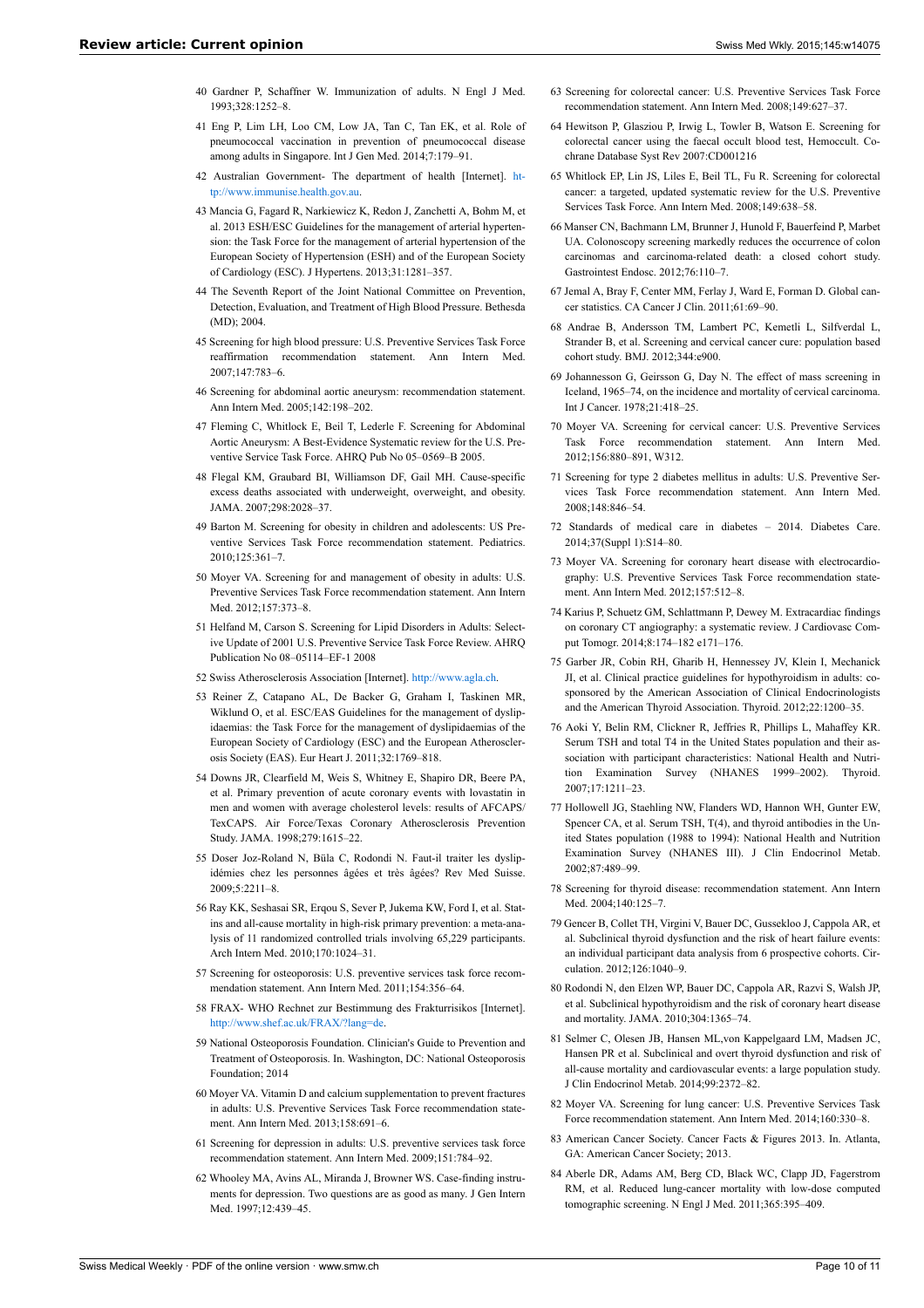40 Gardner P, Schaffner W. Immunization of adults. N Engl J Med. 1993;328:1252–8.

41 Eng P, Lim LH, Loo CM, Low JA, Tan C, Tan EK, et al. Role of pneumococcal vaccination in prevention of pneumococcal disease among adults in Singapore. Int J Gen Med. 2014;7:179–91.

42 Australian Government- The department of health [Internet]. http://www.immunise.health.gov.au.

43 Mancia G, Fagard R, Narkiewicz K, Redon J, Zanchetti A, Bohm M, et al. 2013 ESH/ESC Guidelines for the management of arterial hypertension: the Task Force for the management of arterial hypertension of the European Society of Hypertension (ESH) and of the European Society of Cardiology (ESC). J Hypertens. 2013;31:1281–357.

44 The Seventh Report of the Joint National Committee on Prevention, Detection, Evaluation, and Treatment of High Blood Pressure. Bethesda (MD); 2004.

45 Screening for high blood pressure: U.S. Preventive Services Task Force reaffirmation recommendation statement. Ann Intern Med. 2007;147:783–6.

46 Screening for abdominal aortic aneurysm: recommendation statement. Ann Intern Med. 2005;142:198–202.

47 Fleming C, Whitlock E, Beil T, Lederle F. Screening for Abdominal Aortic Aneurysm: A Best-Evidence Systematic review for the U.S. Preventive Service Task Force. AHRQ Pub No 05–0569–B 2005.

48 Flegal KM, Graubard BI, Williamson DF, Gail MH. Cause-specific excess deaths associated with underweight, overweight, and obesity. JAMA. 2007;298:2028–37.

49 Barton M. Screening for obesity in children and adolescents: US Preventive Services Task Force recommendation statement. Pediatrics. 2010;125:361–7.

50 Moyer VA. Screening for and management of obesity in adults: U.S. Preventive Services Task Force recommendation statement. Ann Intern Med. 2012;157:373–8.

51 Helfand M, Carson S. Screening for Lipid Disorders in Adults: Selective Update of 2001 U.S. Preventive Service Task Force Review. AHRQ Publication No 08–05114–EF-1 2008

52 Swiss Atherosclerosis Association [Internet]. http://www.agla.ch.

53 Reiner Z, Catapano AL, De Backer G, Graham I, Taskinen MR, Wiklund O, et al. ESC/EAS Guidelines for the management of dyslipidaemias: the Task Force for the management of dyslipidaemias of the European Society of Cardiology (ESC) and the European Atherosclerosis Society (EAS). Eur Heart J. 2011;32:1769–818.

54 Downs JR, Clearfield M, Weis S, Whitney E, Shapiro DR, Beere PA, et al. Primary prevention of acute coronary events with lovastatin in men and women with average cholesterol levels: results of AFCAPS/TexCAPS. Air Force/Texas Coronary Atherosclerosis Prevention Study. JAMA. 1998;279:1615–22.

55 Doser Joz-Roland N, Büla C, Rodondi N. Faut-il traiter les dyslipidémies chez les personnes âgées et très âgées? Rev Med Suisse. 2009;5:2211–8.

56 Ray KK, Seshasai SR, Erqou S, Sever P, Jukema KW, Ford I, et al. Statins and all-cause mortality in high-risk primary prevention: a meta-analysis of 11 randomized controlled trials involving 65,229 participants. Arch Intern Med. 2010;170:1024–31.

57 Screening for osteoporosis: U.S. preventive services task force recommendation statement. Ann Intern Med. 2011;154:356–64.

58 FRAX- WHO Rechnet zur Bestimmung des Frakturrisikos [Internet]. http://www.shef.ac.uk/FRAX/?lang=de.

59 National Osteoporosis Foundation. Clinician's Guide to Prevention and Treatment of Osteoporosis. In. Washington, DC: National Osteoporosis Foundation; 2014

60 Moyer VA. Vitamin D and calcium supplementation to prevent fractures in adults: U.S. Preventive Services Task Force recommendation statement. Ann Intern Med. 2013;158:691–6.

61 Screening for depression in adults: U.S. preventive services task force recommendation statement. Ann Intern Med. 2009;151:784–92.

62 Whooley MA, Avins AL, Miranda J, Browner WS. Case-finding instruments for depression. Two questions are as good as many. J Gen Intern Med. 1997;12:439–45.

63 Screening for colorectal cancer: U.S. Preventive Services Task Force recommendation statement. Ann Intern Med. 2008;149:627–37.

64 Hewitson P, Glasziou P, Irwig L, Towler B, Watson E. Screening for colorectal cancer using the faecal occult blood test, Hemoccult. Cochrane Database Syst Rev 2007:CD001216

65 Whitlock EP, Lin JS, Liles E, Beil TL, Fu R. Screening for colorectal cancer: a targeted, updated systematic review for the U.S. Preventive Services Task Force. Ann Intern Med. 2008;149:638–58.

66 Manser CN, Bachmann LM, Brunner J, Hunold F, Bauerfeind P, Marbet UA. Colonoscopy screening markedly reduces the occurrence of colon carcinomas and carcinoma-related death: a closed cohort study. Gastrointest Endosc. 2012;76:110–7.

67 Jemal A, Bray F, Center MM, Ferlay J, Ward E, Forman D. Global cancer statistics. CA Cancer J Clin. 2011;61:69–90.

68 Andrae B, Andersson TM, Lambert PC, Kemetli L, Silfverdal L, Strander B, et al. Screening and cervical cancer cure: population based cohort study. BMJ. 2012;344:e900.

69 Johannesson G, Geirsson G, Day N. The effect of mass screening in Iceland, 1965–74, on the incidence and mortality of cervical carcinoma. Int J Cancer. 1978;21:418–25.

70 Moyer VA. Screening for cervical cancer: U.S. Preventive Services Task Force recommendation statement. Ann Intern Med. 2012;156:880–891, W312.

71 Screening for type 2 diabetes mellitus in adults: U.S. Preventive Services Task Force recommendation statement. Ann Intern Med. 2008;148:846–54.

72 Standards of medical care in diabetes – 2014. Diabetes Care. 2014;37(Suppl 1):S14–80.

73 Moyer VA. Screening for coronary heart disease with electrocardiography: U.S. Preventive Services Task Force recommendation statement. Ann Intern Med. 2012;157:512–8.

74 Karius P, Schuetz GM, Schlattmann P, Dewey M. Extracardiac findings on coronary CT angiography: a systematic review. J Cardiovasc Comput Tomogr. 2014;8:174–182 e171–176.

75 Garber JR, Cobin RH, Gharib H, Hennessey JV, Klein I, Mechanick JI, et al. Clinical practice guidelines for hypothyroidism in adults: cosponsored by the American Association of Clinical Endocrinologists and the American Thyroid Association. Thyroid. 2012;22:1200–35.

76 Aoki Y, Belin RM, Clickner R, Jeffries R, Phillips L, Mahaffey KR. Serum TSH and total T4 in the United States population and their association with participant characteristics: National Health and Nutrition Examination Survey (NHANES 1999–2002). Thyroid. 2007;17:1211–23.

77 Hollowell JG, Staehling NW, Flanders WD, Hannon WH, Gunter EW, Spencer CA, et al. Serum TSH, T(4), and thyroid antibodies in the United States population (1988 to 1994): National Health and Nutrition Examination Survey (NHANES III). J Clin Endocrinol Metab. 2002;87:489–99.

78 Screening for thyroid disease: recommendation statement. Ann Intern Med. 2004;140:125–7.

79 Gencer B, Collet TH, Virgini V, Bauer DC, Gussekloo J, Cappola AR, et al. Subclinical thyroid dysfunction and the risk of heart failure events: an individual participant data analysis from 6 prospective cohorts. Circulation. 2012;126:1040–9.

80 Rodondi N, den Elzen WP, Bauer DC, Cappola AR, Razvi S, Walsh JP, et al. Subclinical hypothyroidism and the risk of coronary heart disease and mortality. JAMA. 2010;304:1365–74.

81 Selmer C, Olesen JB, Hansen ML,von Kappelgaard LM, Madsen JC, Hansen PR et al. Subclinical and overt thyroid dysfunction and risk of all-cause mortality and cardiovascular events: a large population study. J Clin Endocrinol Metab. 2014;99:2372–82.

82 Moyer VA. Screening for lung cancer: U.S. Preventive Services Task Force recommendation statement. Ann Intern Med. 2014;160:330–8.

83 American Cancer Society. Cancer Facts & Figures 2013. In. Atlanta, GA: American Cancer Society; 2013.

84 Aberle DR, Adams AM, Berg CD, Black WC, Clapp JD, Fagerstrom RM, et al. Reduced lung-cancer mortality with low-dose computed tomographic screening. N Engl J Med. 2011;365:395–409.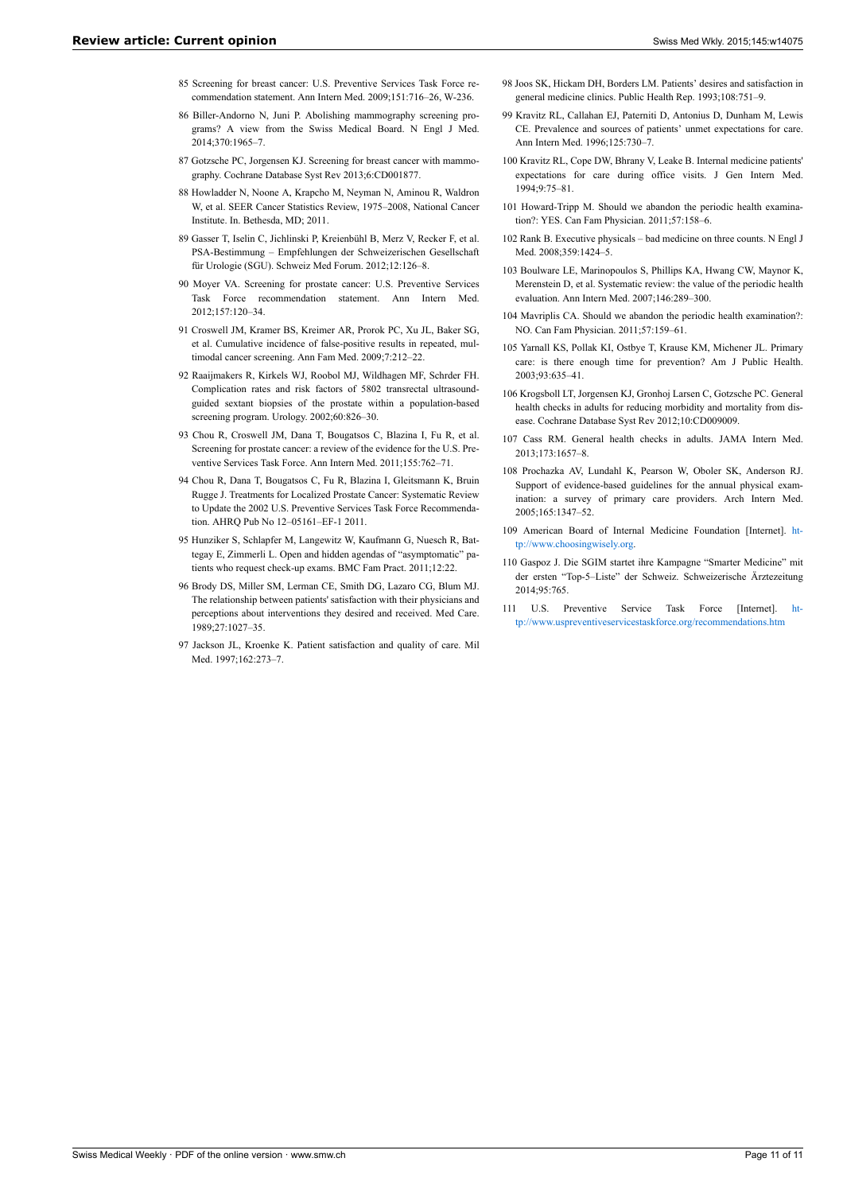85 Screening for breast cancer: U.S. Preventive Services Task Force recommendation statement. Ann Intern Med. 2009;151:716–26, W-236.

86 Biller-Andorno N, Juni P. Abolishing mammography screening programs? A view from the Swiss Medical Board. N Engl J Med. 2014;370:1965–7.

87 Gotzsche PC, Jorgensen KJ. Screening for breast cancer with mammography. Cochrane Database Syst Rev 2013;6:CD001877.

88 Howladder N, Noone A, Krapcho M, Neyman N, Aminou R, Waldron W, et al. SEER Cancer Statistics Review, 1975–2008, National Cancer Institute. In. Bethesda, MD; 2011.

89 Gasser T, Iselin C, Jichlinski P, Kreienbühl B, Merz V, Recker F, et al. PSA-Bestimmung – Empfehlungen der Schweizerischen Gesellschaft für Urologie (SGU). Schweiz Med Forum. 2012;12:126–8.

90 Moyer VA. Screening for prostate cancer: U.S. Preventive Services Task Force recommendation statement. Ann Intern Med. 2012;157:120–34.

91 Croswell JM, Kramer BS, Kreimer AR, Prorok PC, Xu JL, Baker SG, et al. Cumulative incidence of false-positive results in repeated, multimodal cancer screening. Ann Fam Med. 2009;7:212–22.

92 Raaijmakers R, Kirkels WJ, Roobol MJ, Wildhagen MF, Schrder FH. Complication rates and risk factors of 5802 transrectal ultrasound-guided sextant biopsies of the prostate within a population-based screening program. Urology. 2002;60:826–30.

93 Chou R, Croswell JM, Dana T, Bougatsos C, Blazina I, Fu R, et al. Screening for prostate cancer: a review of the evidence for the U.S. Preventive Services Task Force. Ann Intern Med. 2011;155:762–71.

94 Chou R, Dana T, Bougatsos C, Fu R, Blazina I, Gleitsmann K, Bruin Rugge J. Treatments for Localized Prostate Cancer: Systematic Review to Update the 2002 U.S. Preventive Services Task Force Recommendation. AHRQ Pub No 12–05161–EF-1 2011.

95 Hunziker S, Schlapfer M, Langewitz W, Kaufmann G, Nuesch R, Battegay E, Zimmerli L. Open and hidden agendas of "asymptomatic" patients who request check-up exams. BMC Fam Pract. 2011;12:22.

96 Brody DS, Miller SM, Lerman CE, Smith DG, Lazaro CG, Blum MJ. The relationship between patients' satisfaction with their physicians and perceptions about interventions they desired and received. Med Care. 1989;27:1027–35.

97 Jackson JL, Kroenke K. Patient satisfaction and quality of care. Mil Med. 1997;162:273–7.

98 Joos SK, Hickam DH, Borders LM. Patients' desires and satisfaction in general medicine clinics. Public Health Rep. 1993;108:751–9.

99 Kravitz RL, Callahan EJ, Paterniti D, Antonius D, Dunham M, Lewis CE. Prevalence and sources of patients' unmet expectations for care. Ann Intern Med. 1996;125:730–7.

100 Kravitz RL, Cope DW, Bhrany V, Leake B. Internal medicine patients' expectations for care during office visits. J Gen Intern Med. 1994;9:75–81.

101 Howard-Tripp M. Should we abandon the periodic health examination?: YES. Can Fam Physician. 2011;57:158–6.

102 Rank B. Executive physicals – bad medicine on three counts. N Engl J Med. 2008;359:1424–5.

103 Boulware LE, Marinopoulos S, Phillips KA, Hwang CW, Maynor K, Merenstein D, et al. Systematic review: the value of the periodic health evaluation. Ann Intern Med. 2007;146:289–300.

104 Mavriplis CA. Should we abandon the periodic health examination?: NO. Can Fam Physician. 2011;57:159–61.

105 Yarnall KS, Pollak KI, Ostbye T, Krause KM, Michener JL. Primary care: is there enough time for prevention? Am J Public Health. 2003;93:635–41.

106 Krogsboll LT, Jorgensen KJ, Gronhoj Larsen C, Gotzsche PC. General health checks in adults for reducing morbidity and mortality from disease. Cochrane Database Syst Rev 2012;10:CD009009.

107 Cass RM. General health checks in adults. JAMA Intern Med. 2013;173:1657–8.

108 Prochazka AV, Lundahl K, Pearson W, Oboler SK, Anderson RJ. Support of evidence-based guidelines for the annual physical examination: a survey of primary care providers. Arch Intern Med. 2005;165:1347–52.

109 American Board of Internal Medicine Foundation [Internet]. http://www.choosingwisely.org.

110 Gaspoz J. Die SGIM startet ihre Kampagne "Smarter Medicine" mit der ersten "Top-5–Liste" der Schweiz. Schweizerische Ärztezeitung 2014;95:765.

111 U.S. Preventive Service Task Force [Internet]. http://www.uspreventiveservicestaskforce.org/recommendations.htm